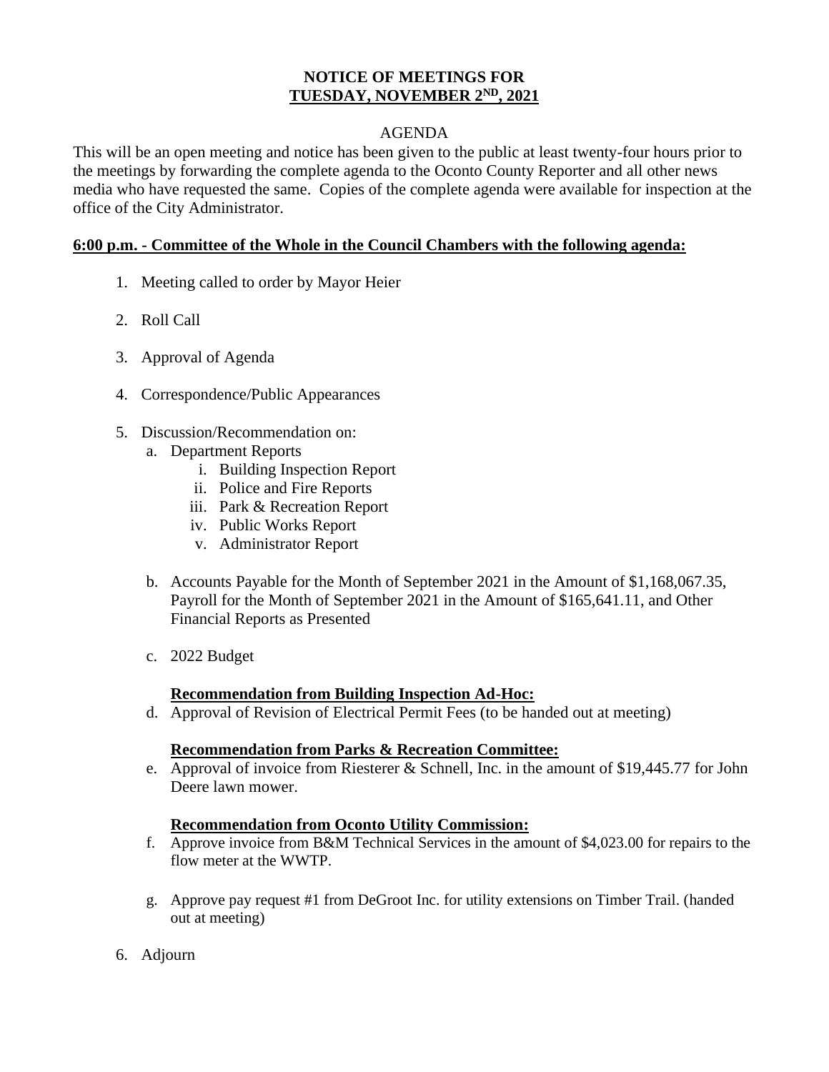# NOTICE OF MEETINGS FOR
## TUESDAY, NOVEMBER 2ND, 2021

AGENDA

This will be an open meeting and notice has been given to the public at least twenty-four hours prior to the meetings by forwarding the complete agenda to the Oconto County Reporter and all other news media who have requested the same. Copies of the complete agenda were available for inspection at the office of the City Administrator.

**6:00 p.m. - Committee of the Whole in the Council Chambers with the following agenda:**

1. Meeting called to order by Mayor Heier
2. Roll Call
3. Approval of Agenda
4. Correspondence/Public Appearances
5. Discussion/Recommendation on:
   a. Department Reports
      i. Building Inspection Report
      ii. Police and Fire Reports
      iii. Park & Recreation Report
      iv. Public Works Report
      v. Administrator Report

   b. Accounts Payable for the Month of September 2021 in the Amount of $1,168,067.35, Payroll for the Month of September 2021 in the Amount of $165,641.11, and Other Financial Reports as Presented

   c. 2022 Budget

   **Recommendation from Building Inspection Ad-Hoc:**

   d. Approval of Revision of Electrical Permit Fees (to be handed out at meeting)

   **Recommendation from Parks & Recreation Committee:**

   e. Approval of invoice from Riesterer & Schnell, Inc. in the amount of $19,445.77 for John Deere lawn mower.

   **Recommendation from Oconto Utility Commission:**

   f. Approve invoice from B&M Technical Services in the amount of $4,023.00 for repairs to the flow meter at the WWTP.

   g. Approve pay request #1 from DeGroot Inc. for utility extensions on Timber Trail. (handed out at meeting)

6. Adjourn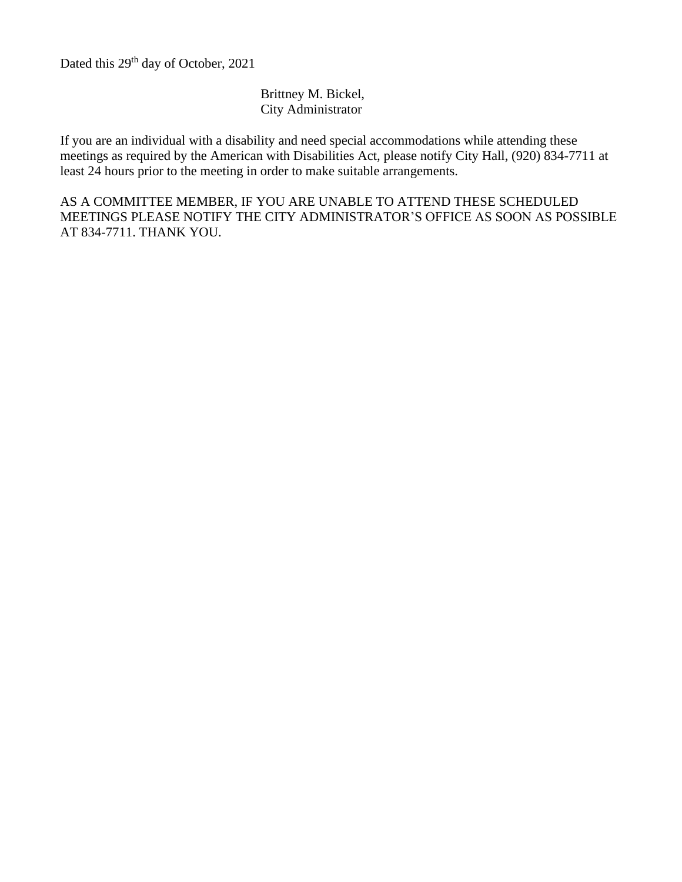Dated this 29th day of October, 2021

Brittney M. Bickel,
City Administrator

If you are an individual with a disability and need special accommodations while attending these meetings as required by the American with Disabilities Act, please notify City Hall, (920) 834-7711 at least 24 hours prior to the meeting in order to make suitable arrangements.

AS A COMMITTEE MEMBER, IF YOU ARE UNABLE TO ATTEND THESE SCHEDULED MEETINGS PLEASE NOTIFY THE CITY ADMINISTRATOR'S OFFICE AS SOON AS POSSIBLE AT 834-7711. THANK YOU.